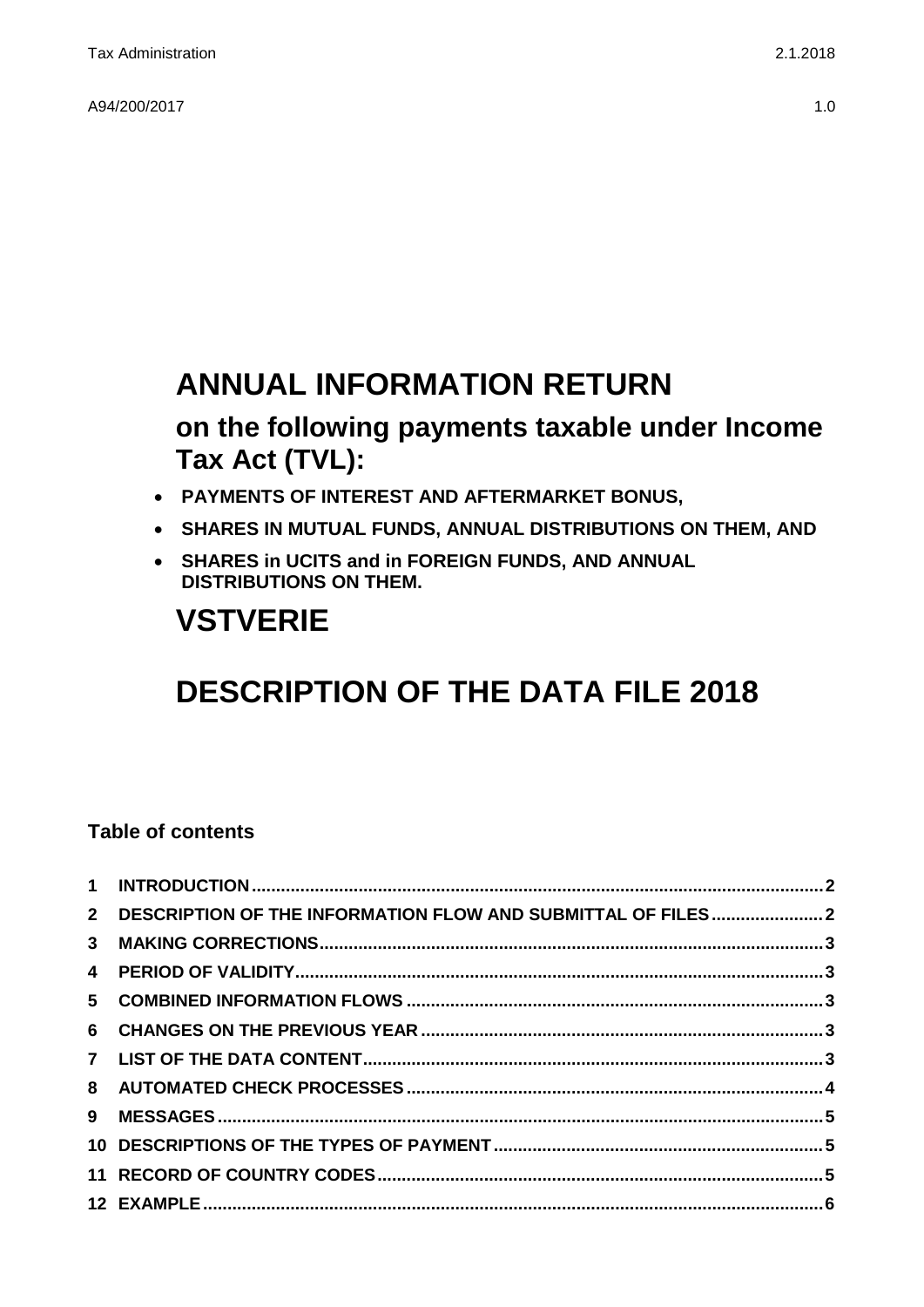Tax Administration 2.1.2018

A94/200/2017 1.0

# ANNUAL INFORMATION RETURN

## on the following payments taxable under Income Tax Act (TVL):

- **PAYMENTS OF INTEREST AND AFTERMARKET BONUS,**
- **SHARES IN MUTUAL FUNDS, ANNUAL DISTRIBUTIONS ON THEM, AND**
- **SHARES in UCITS and in FOREIGN FUNDS, AND ANNUAL DISTRIBUTIONS ON THEM.**

# VSTVERIE

# DESCRIPTION OF THE DATA FILE 2018

### Table of contents

1 INTRODUCTION ... 2
2 DESCRIPTION OF THE INFORMATION FLOW AND SUBMITTAL OF FILES ... 2
3 MAKING CORRECTIONS ... 3
4 PERIOD OF VALIDITY ... 3
5 COMBINED INFORMATION FLOWS ... 3
6 CHANGES ON THE PREVIOUS YEAR ... 3
7 LIST OF THE DATA CONTENT ... 3
8 AUTOMATED CHECK PROCESSES ... 4
9 MESSAGES ... 5
10 DESCRIPTIONS OF THE TYPES OF PAYMENT ... 5
11 RECORD OF COUNTRY CODES ... 5
12 EXAMPLE ... 6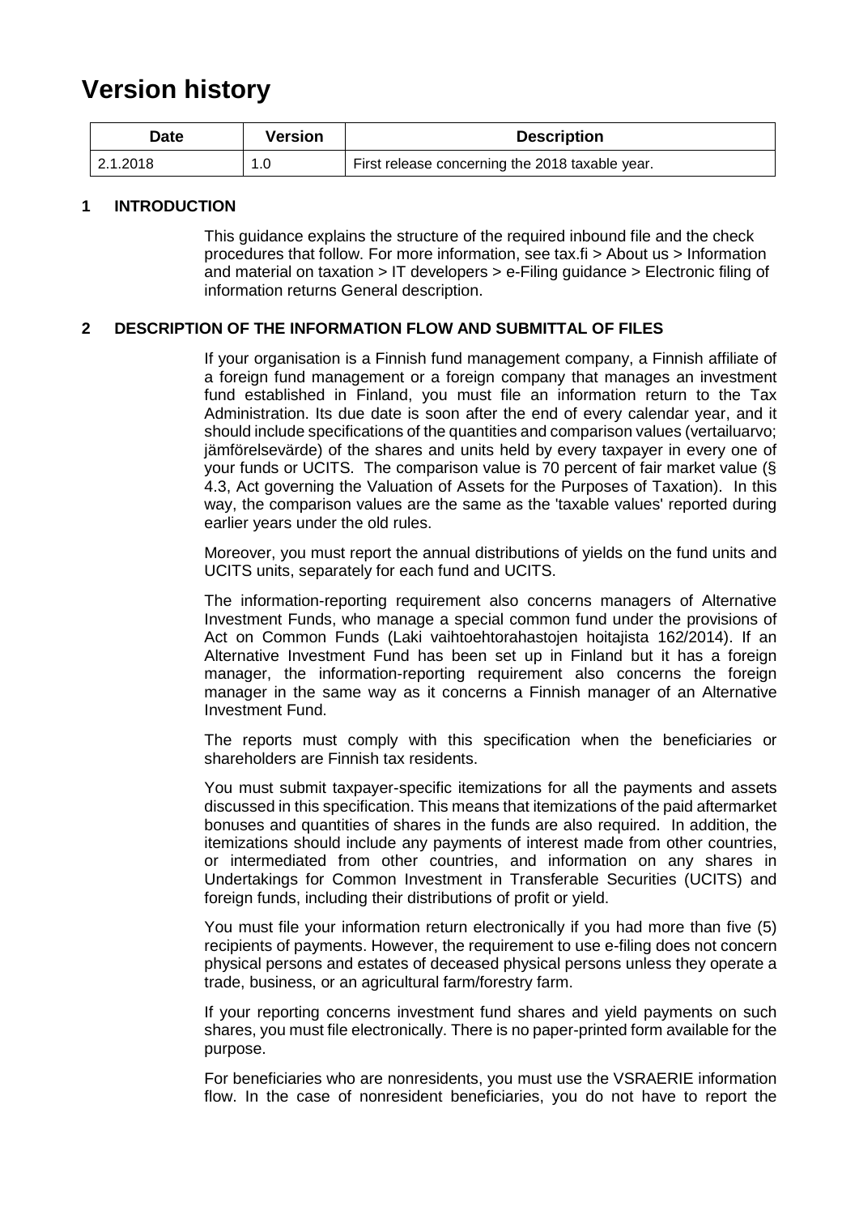# Version history

| Date | Version | Description |
|---|---|---|
| 2.1.2018 | 1.0 | First release concerning the 2018 taxable year. |

## 1 INTRODUCTION

This guidance explains the structure of the required inbound file and the check procedures that follow. For more information, see tax.fi > About us > Information and material on taxation > IT developers > e-Filing guidance > Electronic filing of information returns General description.

## 2 DESCRIPTION OF THE INFORMATION FLOW AND SUBMITTAL OF FILES

If your organisation is a Finnish fund management company, a Finnish affiliate of a foreign fund management or a foreign company that manages an investment fund established in Finland, you must file an information return to the Tax Administration. Its due date is soon after the end of every calendar year, and it should include specifications of the quantities and comparison values (vertailuarvo; jämförelsevärde) of the shares and units held by every taxpayer in every one of your funds or UCITS. The comparison value is 70 percent of fair market value (§ 4.3, Act governing the Valuation of Assets for the Purposes of Taxation). In this way, the comparison values are the same as the 'taxable values' reported during earlier years under the old rules.

Moreover, you must report the annual distributions of yields on the fund units and UCITS units, separately for each fund and UCITS.

The information-reporting requirement also concerns managers of Alternative Investment Funds, who manage a special common fund under the provisions of Act on Common Funds (Laki vaihtoehtorahastojen hoitajista 162/2014). If an Alternative Investment Fund has been set up in Finland but it has a foreign manager, the information-reporting requirement also concerns the foreign manager in the same way as it concerns a Finnish manager of an Alternative Investment Fund.

The reports must comply with this specification when the beneficiaries or shareholders are Finnish tax residents.

You must submit taxpayer-specific itemizations for all the payments and assets discussed in this specification. This means that itemizations of the paid aftermarket bonuses and quantities of shares in the funds are also required. In addition, the itemizations should include any payments of interest made from other countries, or intermediated from other countries, and information on any shares in Undertakings for Common Investment in Transferable Securities (UCITS) and foreign funds, including their distributions of profit or yield.

You must file your information return electronically if you had more than five (5) recipients of payments. However, the requirement to use e-filing does not concern physical persons and estates of deceased physical persons unless they operate a trade, business, or an agricultural farm/forestry farm.

If your reporting concerns investment fund shares and yield payments on such shares, you must file electronically. There is no paper-printed form available for the purpose.

For beneficiaries who are nonresidents, you must use the VSRAERIE information flow. In the case of nonresident beneficiaries, you do not have to report the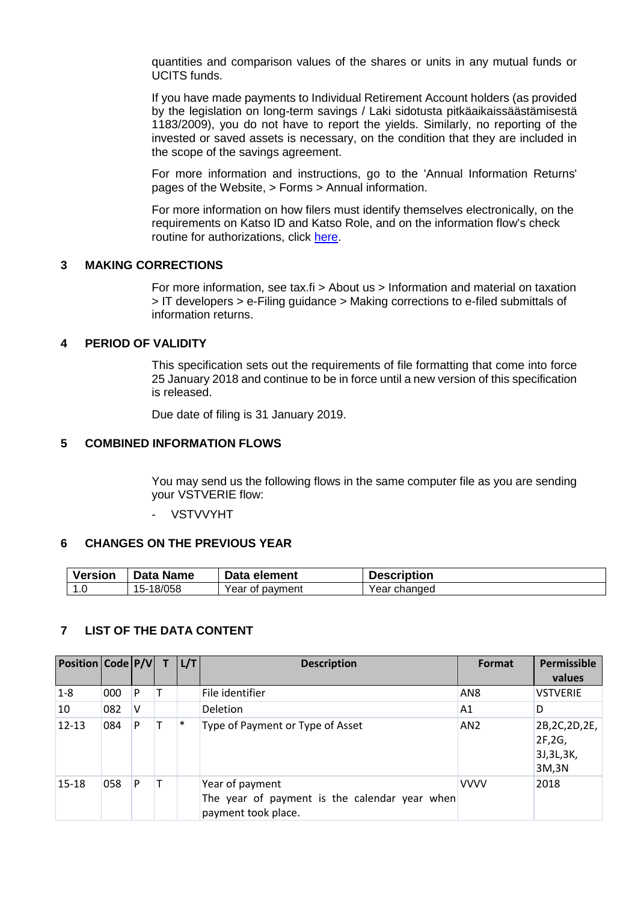quantities and comparison values of the shares or units in any mutual funds or UCITS funds.

If you have made payments to Individual Retirement Account holders (as provided by the legislation on long-term savings / Laki sidotusta pitkäaikaissäästämisestä 1183/2009), you do not have to report the yields. Similarly, no reporting of the invested or saved assets is necessary, on the condition that they are included in the scope of the savings agreement.

For more information and instructions, go to the 'Annual Information Returns' pages of the Website, > Forms > Annual information.

For more information on how filers must identify themselves electronically, on the requirements on Katso ID and Katso Role, and on the information flow's check routine for authorizations, click here.

## 3 MAKING CORRECTIONS

For more information, see tax.fi > About us > Information and material on taxation > IT developers > e-Filing guidance > Making corrections to e-filed submittals of information returns.

## 4 PERIOD OF VALIDITY

This specification sets out the requirements of file formatting that come into force 25 January 2018 and continue to be in force until a new version of this specification is released.

Due date of filing is 31 January 2019.

## 5 COMBINED INFORMATION FLOWS

You may send us the following flows in the same computer file as you are sending your VSTVERIE flow:

- VSTVVYHT

## 6 CHANGES ON THE PREVIOUS YEAR

| Version | Data Name | Data element | Description |
|---|---|---|---|
| 1.0 | 15-18/058 | Year of payment | Year changed |

## 7 LIST OF THE DATA CONTENT

| Position | Code | P/V | T | L/T | Description | Format | Permissible values |
|---|---|---|---|---|---|---|---|
| 1-8 | 000 | P | T | | File identifier | AN8 | VSTVERIE |
| 10 | 082 | V | | | Deletion | A1 | D |
| 12-13 | 084 | P | T | * | Type of Payment or Type of Asset | AN2 | 2B,2C,2D,2E, 2F,2G, 3J,3L,3K, 3M,3N |
| 15-18 | 058 | P | T | | Year of payment<br>The year of payment is the calendar year when payment took place. | VVVV | 2018 |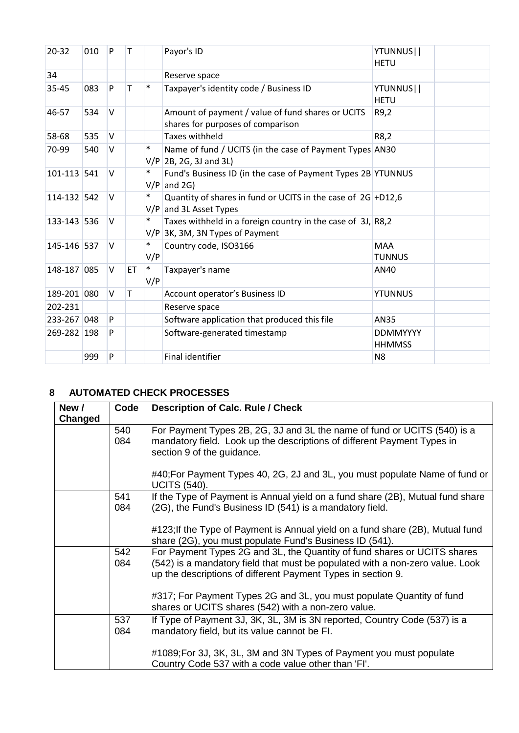| 20-32 | 010 | P | T | | Payor's ID | YTUNNUS\|\|HETU | |
|---|---|---|---|---|---|---|---|
| 34 | | | | | Reserve space | | |
| 35-45 | 083 | P | T | * | Taxpayer's identity code / Business ID | YTUNNUS\|\|HETU | |
| 46-57 | 534 | V | | | Amount of payment / value of fund shares or UCITS shares for purposes of comparison | R9,2 | |
| 58-68 | 535 | V | | | Taxes withheld | R8,2 | |
| 70-99 | 540 | V | | * V/P | Name of fund / UCITS (in the case of Payment Types 2B, 2G, 3J and 3L) | AN30 | |
| 101-113 | 541 | V | | * V/P | Fund's Business ID (in the case of Payment Types 2B and 2G) | YTUNNUS | |
| 114-132 | 542 | V | | * V/P | Quantity of shares in fund or UCITS in the case of 2G and 3L Asset Types | +D12,6 | |
| 133-143 | 536 | V | | * V/P | Taxes withheld in a foreign country in the case of 3J, 3K, 3M, 3N Types of Payment | R8,2 | |
| 145-146 | 537 | V | | * V/P | Country code, ISO3166 | MAA TUNNUS | |
| 148-187 | 085 | V | ET | * V/P | Taxpayer's name | AN40 | |
| 189-201 | 080 | V | T | | Account operator's Business ID | YTUNNUS | |
| 202-231 | | | | | Reserve space | | |
| 233-267 | 048 | P | | | Software application that produced this file | AN35 | |
| 269-282 | 198 | P | | | Software-generated timestamp | DDMMYYYY HHMMSS | |
| | 999 | P | | | Final identifier | N8 | |

## 8 AUTOMATED CHECK PROCESSES

| New / Changed | Code | Description of Calc. Rule / Check |
|---|---|---|
| | 540 084 | For Payment Types 2B, 2G, 3J and 3L the name of fund or UCITS (540) is a mandatory field. Look up the descriptions of different Payment Types in section 9 of the guidance.<br><br>#40;For Payment Types 40, 2G, 2J and 3L, you must populate Name of fund or UCITS (540). |
| | 541 084 | If the Type of Payment is Annual yield on a fund share (2B), Mutual fund share (2G), the Fund's Business ID (541) is a mandatory field.<br><br>#123;If the Type of Payment is Annual yield on a fund share (2B), Mutual fund share (2G), you must populate Fund's Business ID (541). |
| | 542 084 | For Payment Types 2G and 3L, the Quantity of fund shares or UCITS shares (542) is a mandatory field that must be populated with a non-zero value. Look up the descriptions of different Payment Types in section 9.<br><br>#317; For Payment Types 2G and 3L, you must populate Quantity of fund shares or UCITS shares (542) with a non-zero value. |
| | 537 084 | If Type of Payment 3J, 3K, 3L, 3M is 3N reported, Country Code (537) is a mandatory field, but its value cannot be FI.<br><br>#1089;For 3J, 3K, 3L, 3M and 3N Types of Payment you must populate Country Code 537 with a code value other than 'FI'. |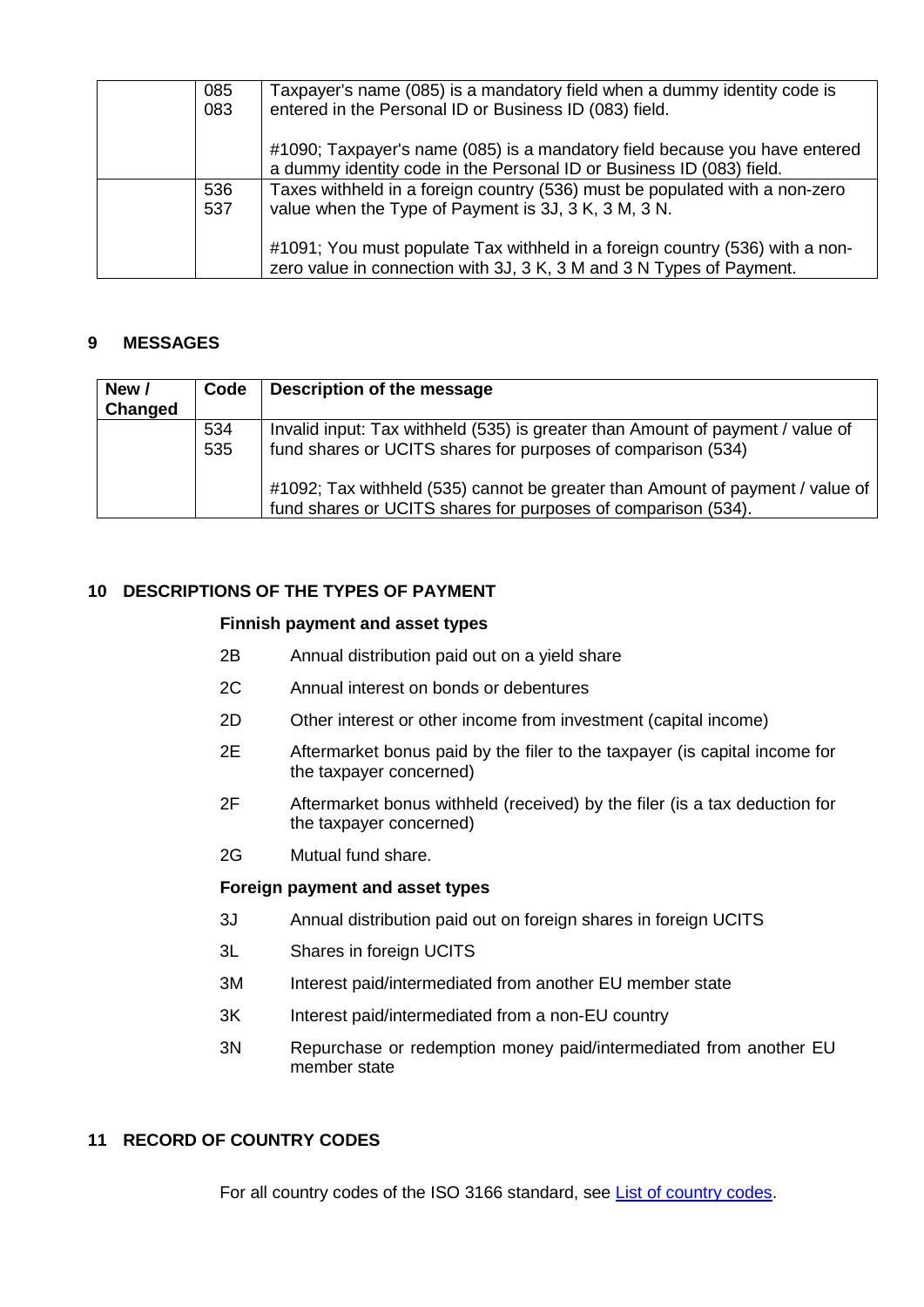| | | |
|---|---|---|
| | 085<br>083 | Taxpayer's name (085) is a mandatory field when a dummy identity code is entered in the Personal ID or Business ID (083) field.<br><br>#1090; Taxpayer's name (085) is a mandatory field because you have entered a dummy identity code in the Personal ID or Business ID (083) field. |
| | 536<br>537 | Taxes withheld in a foreign country (536) must be populated with a non-zero value when the Type of Payment is 3J, 3 K, 3 M, 3 N.<br><br>#1091; You must populate Tax withheld in a foreign country (536) with a non-zero value in connection with 3J, 3 K, 3 M and 3 N Types of Payment. |

## 9 MESSAGES

| New / Changed | Code | Description of the message |
|---|---|---|
| | 534<br>535 | Invalid input: Tax withheld (535) is greater than Amount of payment / value of fund shares or UCITS shares for purposes of comparison (534)<br><br>#1092; Tax withheld (535) cannot be greater than Amount of payment / value of fund shares or UCITS shares for purposes of comparison (534). |

## 10 DESCRIPTIONS OF THE TYPES OF PAYMENT

**Finnish payment and asset types**

- 2B Annual distribution paid out on a yield share
- 2C Annual interest on bonds or debentures
- 2D Other interest or other income from investment (capital income)
- 2E Aftermarket bonus paid by the filer to the taxpayer (is capital income for the taxpayer concerned)
- 2F Aftermarket bonus withheld (received) by the filer (is a tax deduction for the taxpayer concerned)
- 2G Mutual fund share.

**Foreign payment and asset types**

- 3J Annual distribution paid out on foreign shares in foreign UCITS
- 3L Shares in foreign UCITS
- 3M Interest paid/intermediated from another EU member state
- 3K Interest paid/intermediated from a non-EU country
- 3N Repurchase or redemption money paid/intermediated from another EU member state

## 11 RECORD OF COUNTRY CODES

For all country codes of the ISO 3166 standard, see List of country codes.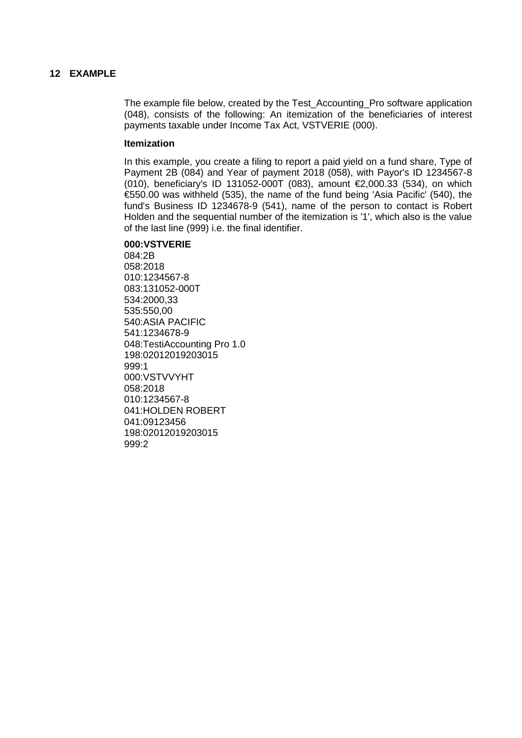## 12 EXAMPLE

The example file below, created by the Test_Accounting_Pro software application (048), consists of the following: An itemization of the beneficiaries of interest payments taxable under Income Tax Act, VSTVERIE (000).

**Itemization**

In this example, you create a filing to report a paid yield on a fund share, Type of Payment 2B (084) and Year of payment 2018 (058), with Payor's ID 1234567-8 (010), beneficiary's ID 131052-000T (083), amount €2,000.33 (534), on which €550.00 was withheld (535), the name of the fund being 'Asia Pacific' (540), the fund's Business ID 1234678-9 (541), name of the person to contact is Robert Holden and the sequential number of the itemization is '1', which also is the value of the last line (999) i.e. the final identifier.

**000:VSTVERIE**
084:2B
058:2018
010:1234567-8
083:131052-000T
534:2000,33
535:550,00
540:ASIA PACIFIC
541:1234678-9
048:TestiAccounting Pro 1.0
198:02012019203015
999:1
000:VSTVVYHT
058:2018
010:1234567-8
041:HOLDEN ROBERT
041:09123456
198:02012019203015
999:2